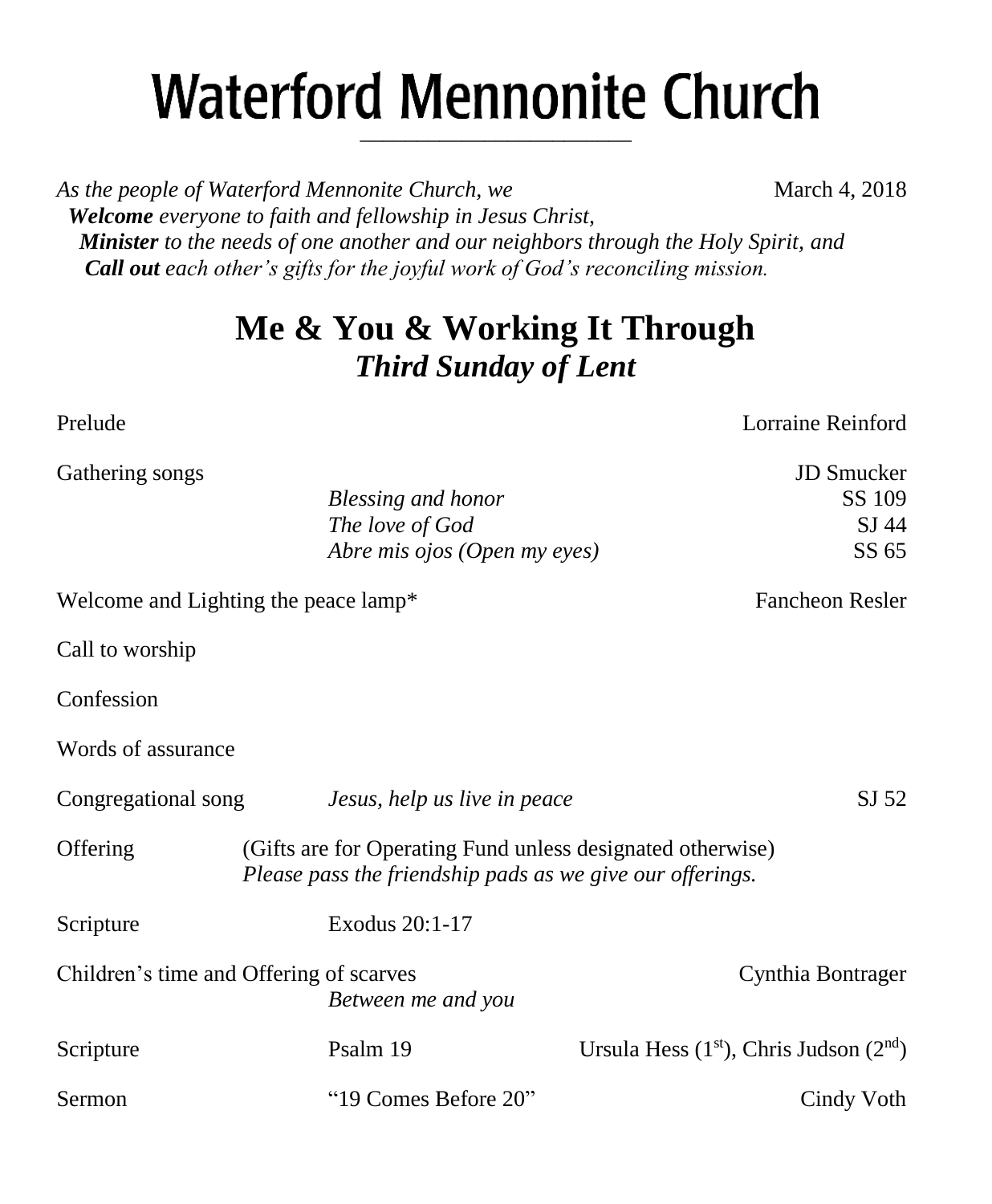# Waterford Mennonite Church

*As the people of Waterford Mennonite Church, we* March 4, 2018
***Welcome*** *everyone to faith and fellowship in Jesus Christ,*
***Minister*** *to the needs of one another and our neighbors through the Holy Spirit, and*
***Call out*** *each other's gifts for the joyful work of God's reconciling mission.*

## Me & You & Working It Through
## *Third Sunday of Lent*

Prelude — Lorraine Reinford

Gathering songs — JD Smucker

- *Blessing and honor* — SS 109
- *The love of God* — SJ 44
- *Abre mis ojos (Open my eyes)* — SS 65

Welcome and Lighting the peace lamp* — Fancheon Resler

Call to worship

Confession

Words of assurance

Congregational song — *Jesus, help us live in peace* — SJ 52

Offering — (Gifts are for Operating Fund unless designated otherwise)
*Please pass the friendship pads as we give our offerings.*

Scripture — Exodus 20:1-17

Children's time and Offering of scarves — Cynthia Bontrager
*Between me and you*

Scripture — Psalm 19 — Ursula Hess (1st), Chris Judson (2nd)

Sermon — "19 Comes Before 20" — Cindy Voth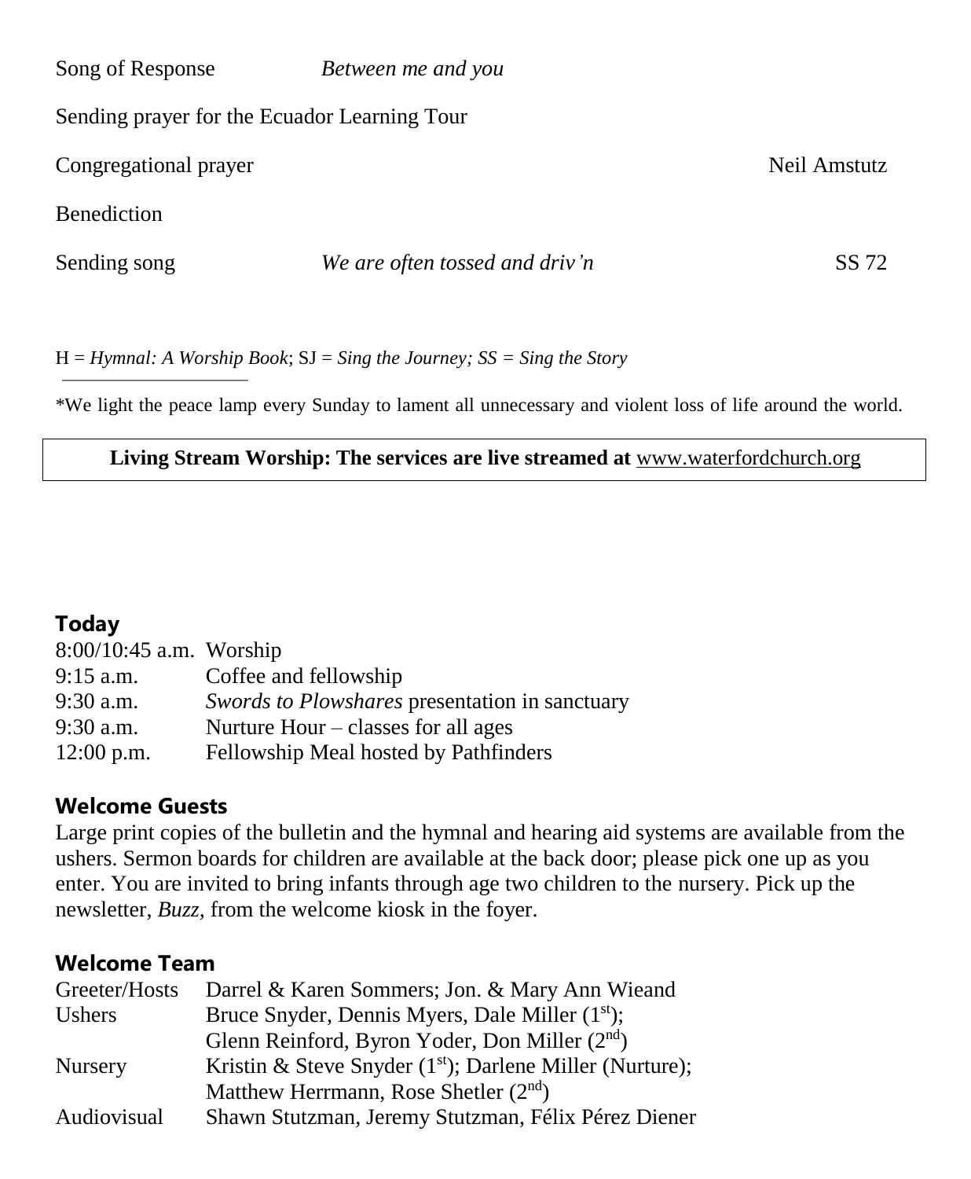| | | |
|---|---|---|
| Song of Response | *Between me and you* | |
| Sending prayer for the Ecuador Learning Tour | | |
| Congregational prayer | | Neil Amstutz |
| Benediction | | |
| Sending song | *We are often tossed and driv'n* | SS 72 |

H = *Hymnal: A Worship Book*; SJ = *Sing the Journey; SS = Sing the Story*

---

*We light the peace lamp every Sunday to lament all unnecessary and violent loss of life around the world.

**Living Stream Worship: The services are live streamed at** www.waterfordchurch.org

## Today

| | |
|---|---|
| 8:00/10:45 a.m. | Worship |
| 9:15 a.m. | Coffee and fellowship |
| 9:30 a.m. | *Swords to Plowshares* presentation in sanctuary |
| 9:30 a.m. | Nurture Hour – classes for all ages |
| 12:00 p.m. | Fellowship Meal hosted by Pathfinders |

## Welcome Guests

Large print copies of the bulletin and the hymnal and hearing aid systems are available from the ushers. Sermon boards for children are available at the back door; please pick one up as you enter. You are invited to bring infants through age two children to the nursery. Pick up the newsletter, *Buzz,* from the welcome kiosk in the foyer.

## Welcome Team

| | |
|---|---|
| Greeter/Hosts | Darrel & Karen Sommers; Jon. & Mary Ann Wieand |
| Ushers | Bruce Snyder, Dennis Myers, Dale Miller (1st); Glenn Reinford, Byron Yoder, Don Miller (2nd) |
| Nursery | Kristin & Steve Snyder (1st); Darlene Miller (Nurture); Matthew Herrmann, Rose Shetler (2nd) |
| Audiovisual | Shawn Stutzman, Jeremy Stutzman, Félix Pérez Diener |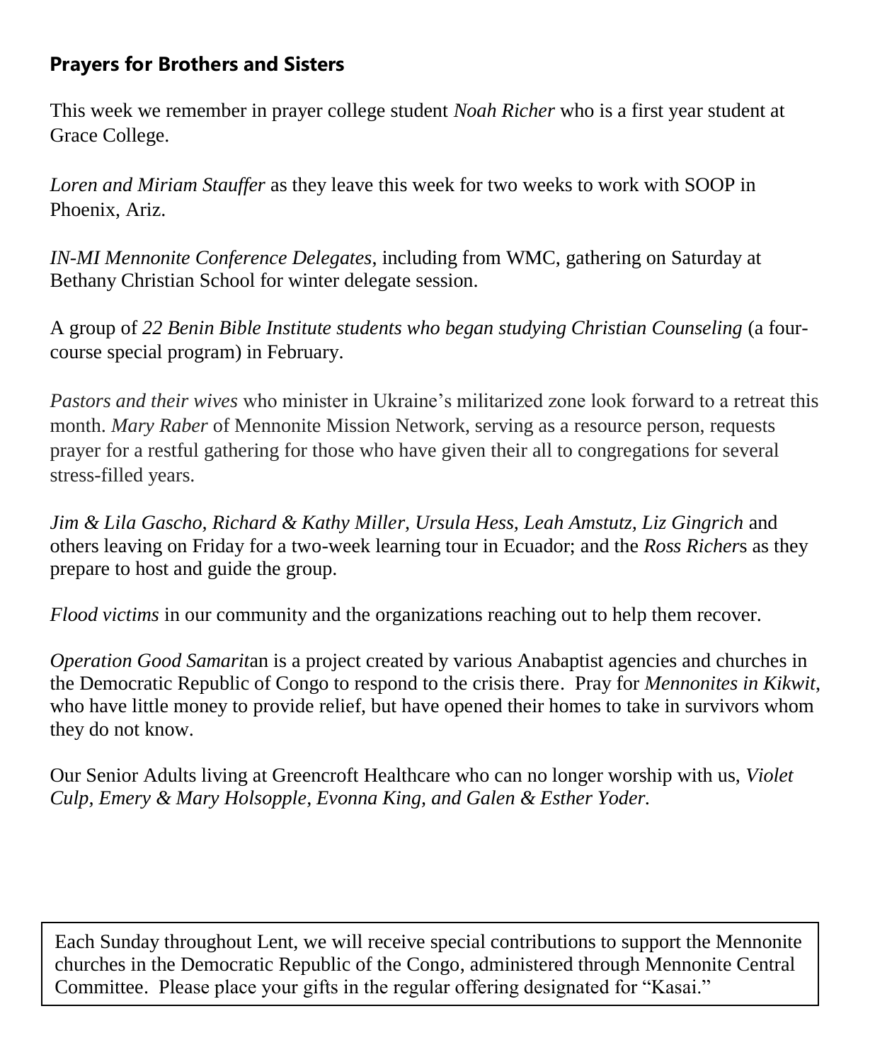## **Prayers for Brothers and Sisters**

This week we remember in prayer college student *Noah Richer* who is a first year student at Grace College.

*Loren and Miriam Stauffer* as they leave this week for two weeks to work with SOOP in Phoenix, Ariz.

*IN-MI Mennonite Conference Delegates*, including from WMC, gathering on Saturday at Bethany Christian School for winter delegate session.

A group of *22 Benin Bible Institute students who began studying Christian Counseling* (a four-course special program) in February.

*Pastors and their wives* who minister in Ukraine's militarized zone look forward to a retreat this month. *Mary Raber* of Mennonite Mission Network, serving as a resource person, requests prayer for a restful gathering for those who have given their all to congregations for several stress-filled years.

*Jim & Lila Gascho, Richard & Kathy Miller, Ursula Hess, Leah Amstutz, Liz Gingrich* and others leaving on Friday for a two-week learning tour in Ecuador; and the *Ross Richer*s as they prepare to host and guide the group.

*Flood victims* in our community and the organizations reaching out to help them recover.

*Operation Good Samarit*an is a project created by various Anabaptist agencies and churches in the Democratic Republic of Congo to respond to the crisis there. Pray for *Mennonites in Kikwit*, who have little money to provide relief, but have opened their homes to take in survivors whom they do not know.

Our Senior Adults living at Greencroft Healthcare who can no longer worship with us, *Violet Culp, Emery & Mary Holsopple, Evonna King, and Galen & Esther Yoder.*

Each Sunday throughout Lent, we will receive special contributions to support the Mennonite churches in the Democratic Republic of the Congo, administered through Mennonite Central Committee. Please place your gifts in the regular offering designated for "Kasai."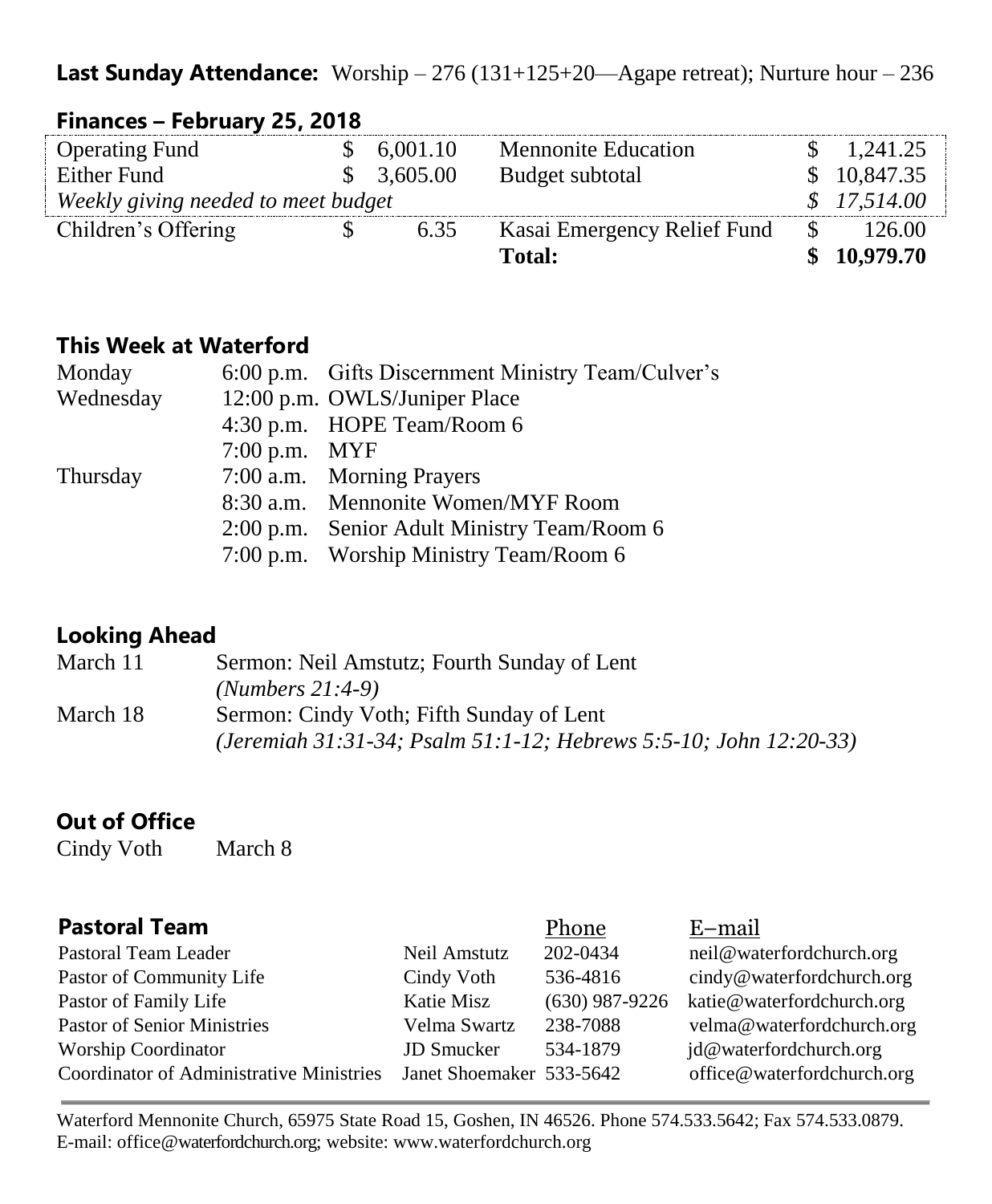**Last Sunday Attendance:** Worship – 276 (131+125+20—Agape retreat); Nurture hour – 236

## Finances – February 25, 2018

| | | | |
|---|---|---|---|
| Operating Fund | $ 6,001.10 | Mennonite Education | $ 1,241.25 |
| Either Fund | $ 3,605.00 | Budget subtotal | $ 10,847.35 |
| *Weekly giving needed to meet budget* | | | *$ 17,514.00* |
| Children's Offering | $ 6.35 | Kasai Emergency Relief Fund | $ 126.00 |
| | | **Total:** | **$ 10,979.70** |

## This Week at Waterford

| | | |
|---|---|---|
| Monday | 6:00 p.m. | Gifts Discernment Ministry Team/Culver's |
| Wednesday | 12:00 p.m. | OWLS/Juniper Place |
| | 4:30 p.m. | HOPE Team/Room 6 |
| | 7:00 p.m. | MYF |
| Thursday | 7:00 a.m. | Morning Prayers |
| | 8:30 a.m. | Mennonite Women/MYF Room |
| | 2:00 p.m. | Senior Adult Ministry Team/Room 6 |
| | 7:00 p.m. | Worship Ministry Team/Room 6 |

## Looking Ahead

March 11 — Sermon: Neil Amstutz; Fourth Sunday of Lent
*(Numbers 21:4-9)*

March 18 — Sermon: Cindy Voth; Fifth Sunday of Lent
*(Jeremiah 31:31-34; Psalm 51:1-12; Hebrews 5:5-10; John 12:20-33)*

## Out of Office

Cindy Voth — March 8

## Pastoral Team

| | | Phone | E–mail |
|---|---|---|---|
| Pastoral Team Leader | Neil Amstutz | 202-0434 | neil@waterfordchurch.org |
| Pastor of Community Life | Cindy Voth | 536-4816 | cindy@waterfordchurch.org |
| Pastor of Family Life | Katie Misz | (630) 987-9226 | katie@waterfordchurch.org |
| Pastor of Senior Ministries | Velma Swartz | 238-7088 | velma@waterfordchurch.org |
| Worship Coordinator | JD Smucker | 534-1879 | jd@waterfordchurch.org |
| Coordinator of Administrative Ministries | Janet Shoemaker | 533-5642 | office@waterfordchurch.org |

Waterford Mennonite Church, 65975 State Road 15, Goshen, IN 46526. Phone 574.533.5642; Fax 574.533.0879. E-mail: office@waterfordchurch.org; website: www.waterfordchurch.org